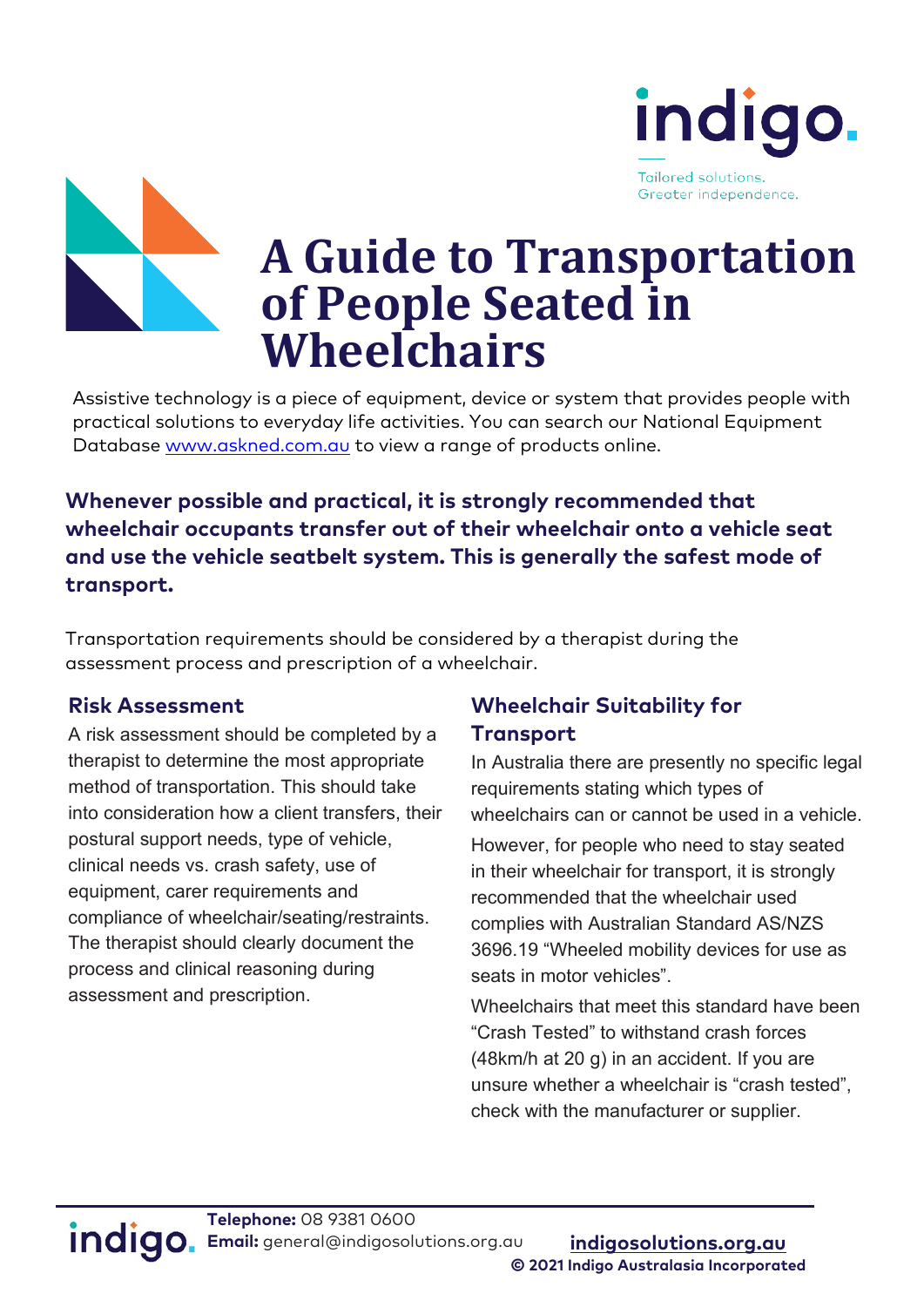# A Guide to Transportation of People Seated in Wheelchairs

Assistive technology is a piece of equipment, device or system that provides people with practical solutions to everyday life activities. You can search our National Equipment Database www.askned.com.au to view a range of products online.

**Whenever possible and practical, it is strongly recommended that wheelchair occupants transfer out of their wheelchair onto a vehicle seat and use the vehicle seatbelt system. This is generally the safest mode of transport.**

Transportation requirements should be considered by a therapist during the assessment process and prescription of a wheelchair.

## Risk Assessment

A risk assessment should be completed by a therapist to determine the most appropriate method of transportation. This should take into consideration how a client transfers, their postural support needs, type of vehicle, clinical needs vs. crash safety, use of equipment, carer requirements and compliance of wheelchair/seating/restraints. The therapist should clearly document the process and clinical reasoning during assessment and prescription.

## Wheelchair Suitability for Transport

In Australia there are presently no specific legal requirements stating which types of wheelchairs can or cannot be used in a vehicle.

However, for people who need to stay seated in their wheelchair for transport, it is strongly recommended that the wheelchair used complies with Australian Standard AS/NZS 3696.19 "Wheeled mobility devices for use as seats in motor vehicles".

Wheelchairs that meet this standard have been "Crash Tested" to withstand crash forces (48km/h at 20 g) in an accident. If you are unsure whether a wheelchair is "crash tested", check with the manufacturer or supplier.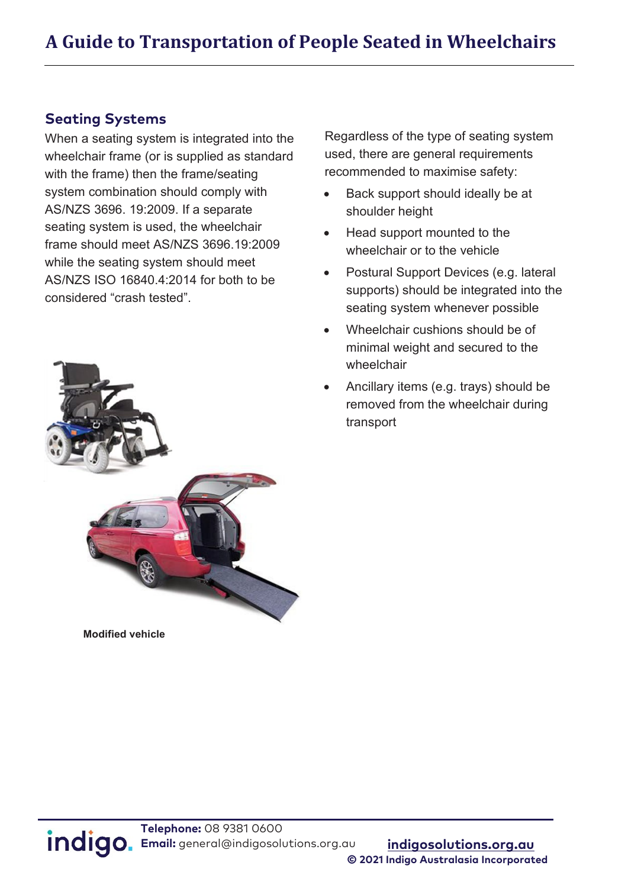## Seating Systems

When a seating system is integrated into the wheelchair frame (or is supplied as standard with the frame) then the frame/seating system combination should comply with AS/NZS 3696. 19:2009. If a separate seating system is used, the wheelchair frame should meet AS/NZS 3696.19:2009 while the seating system should meet AS/NZS ISO 16840.4:2014 for both to be considered “crash tested”.

**Modified vehicle**

Regardless of the type of seating system used, there are general requirements recommended to maximise safety:

- Back support should ideally be at shoulder height
- Head support mounted to the wheelchair or to the vehicle
- Postural Support Devices (e.g. lateral supports) should be integrated into the seating system whenever possible
- Wheelchair cushions should be of minimal weight and secured to the wheelchair
- Ancillary items (e.g. trays) should be removed from the wheelchair during transport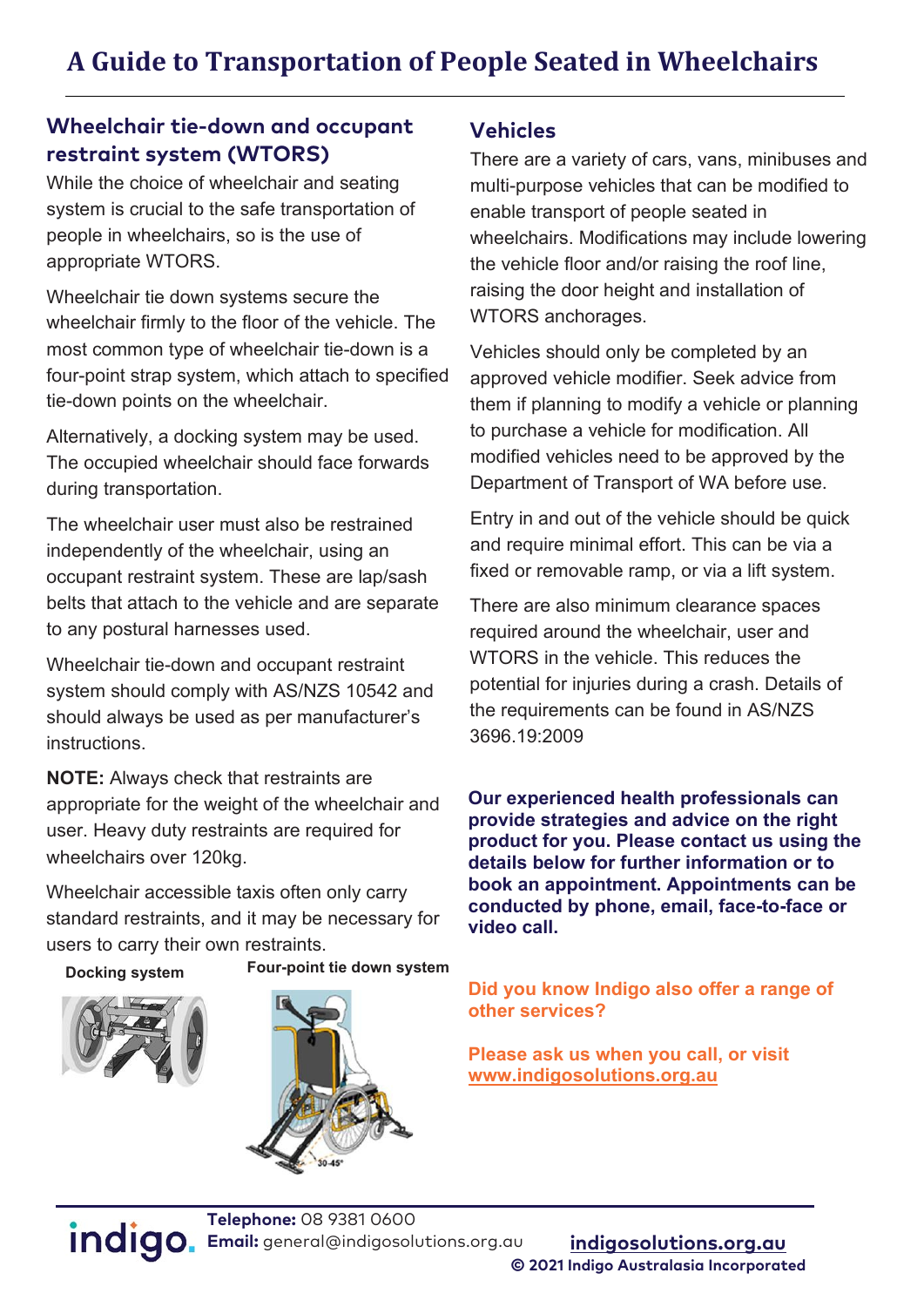# A Guide to Transportation of People Seated in Wheelchairs

## Wheelchair tie-down and occupant restraint system (WTORS)

While the choice of wheelchair and seating system is crucial to the safe transportation of people in wheelchairs, so is the use of appropriate WTORS.

Wheelchair tie down systems secure the wheelchair firmly to the floor of the vehicle. The most common type of wheelchair tie-down is a four-point strap system, which attach to specified tie-down points on the wheelchair.

Alternatively, a docking system may be used. The occupied wheelchair should face forwards during transportation.

The wheelchair user must also be restrained independently of the wheelchair, using an occupant restraint system. These are lap/sash belts that attach to the vehicle and are separate to any postural harnesses used.

Wheelchair tie-down and occupant restraint system should comply with AS/NZS 10542 and should always be used as per manufacturer's instructions.

**NOTE:** Always check that restraints are appropriate for the weight of the wheelchair and user. Heavy duty restraints are required for wheelchairs over 120kg.

Wheelchair accessible taxis often only carry standard restraints, and it may be necessary for users to carry their own restraints.

**Docking system**

**Four-point tie down system**

## Vehicles

There are a variety of cars, vans, minibuses and multi-purpose vehicles that can be modified to enable transport of people seated in wheelchairs. Modifications may include lowering the vehicle floor and/or raising the roof line, raising the door height and installation of WTORS anchorages.

Vehicles should only be completed by an approved vehicle modifier. Seek advice from them if planning to modify a vehicle or planning to purchase a vehicle for modification. All modified vehicles need to be approved by the Department of Transport of WA before use.

Entry in and out of the vehicle should be quick and require minimal effort. This can be via a fixed or removable ramp, or via a lift system.

There are also minimum clearance spaces required around the wheelchair, user and WTORS in the vehicle. This reduces the potential for injuries during a crash. Details of the requirements can be found in AS/NZS 3696.19:2009

**Our experienced health professionals can provide strategies and advice on the right product for you. Please contact us using the details below for further information or to book an appointment. Appointments can be conducted by phone, email, face-to-face or video call.**

**Did you know Indigo also offer a range of other services?**

**Please ask us when you call, or visit [www.indigosolutions.org.au](http://www.indigosolutions.org.au)**

**Telephone:** 08 9381 0600
**Email:** general@indigosolutions.org.au

indigosolutions.org.au

© 2021 Indigo Australasia Incorporated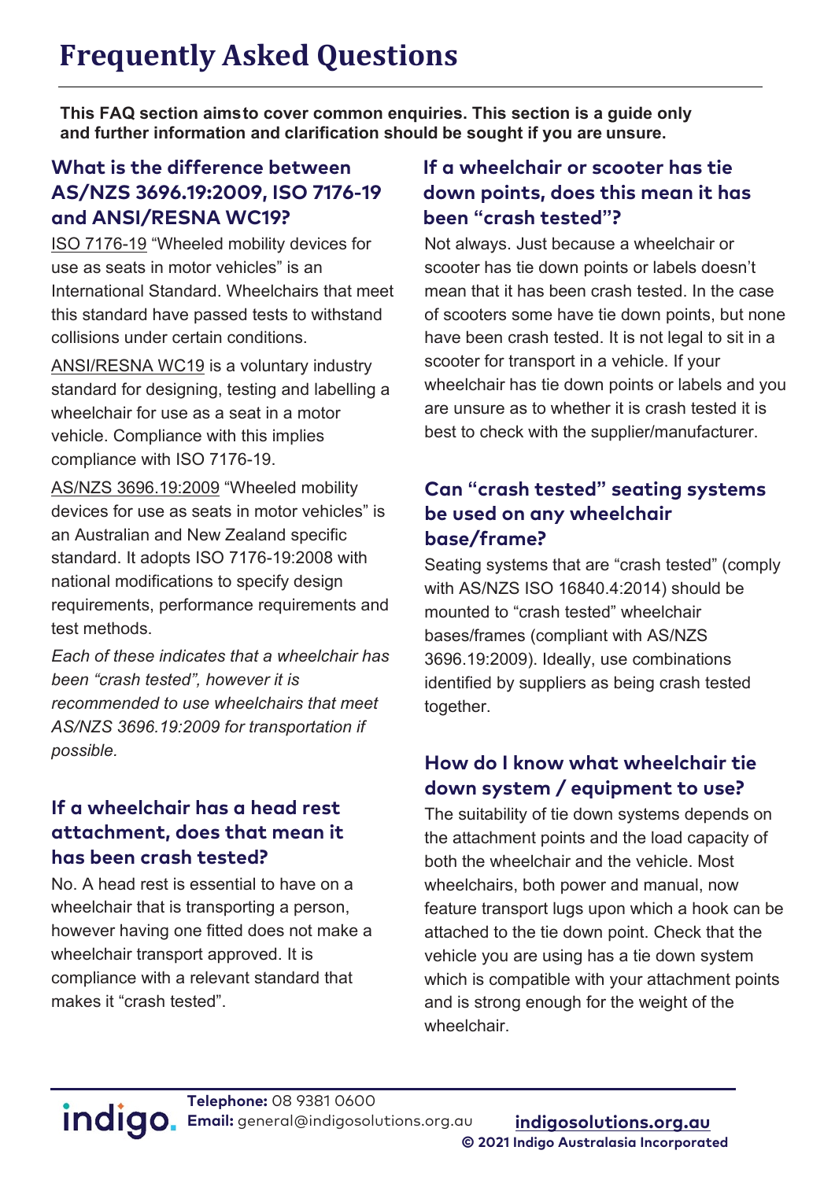# Frequently Asked Questions

**This FAQ section aimsto cover common enquiries. This section is a guide only and further information and clarification should be sought if you are unsure.**

## What is the difference between AS/NZS 3696.19:2009, ISO 7176-19 and ANSI/RESNA WC19?

ISO 7176-19 "Wheeled mobility devices for use as seats in motor vehicles" is an International Standard. Wheelchairs that meet this standard have passed tests to withstand collisions under certain conditions.

ANSI/RESNA WC19 is a voluntary industry standard for designing, testing and labelling a wheelchair for use as a seat in a motor vehicle. Compliance with this implies compliance with ISO 7176-19.

AS/NZS 3696.19:2009 "Wheeled mobility devices for use as seats in motor vehicles" is an Australian and New Zealand specific standard. It adopts ISO 7176-19:2008 with national modifications to specify design requirements, performance requirements and test methods.

*Each of these indicates that a wheelchair has been "crash tested", however it is recommended to use wheelchairs that meet AS/NZS 3696.19:2009 for transportation if possible.*

## If a wheelchair has a head rest attachment, does that mean it has been crash tested?

No. A head rest is essential to have on a wheelchair that is transporting a person, however having one fitted does not make a wheelchair transport approved. It is compliance with a relevant standard that makes it "crash tested".

## If a wheelchair or scooter has tie down points, does this mean it has been "crash tested"?

Not always. Just because a wheelchair or scooter has tie down points or labels doesn't mean that it has been crash tested. In the case of scooters some have tie down points, but none have been crash tested. It is not legal to sit in a scooter for transport in a vehicle. If your wheelchair has tie down points or labels and you are unsure as to whether it is crash tested it is best to check with the supplier/manufacturer.

## Can "crash tested" seating systems be used on any wheelchair base/frame?

Seating systems that are "crash tested" (comply with AS/NZS ISO 16840.4:2014) should be mounted to "crash tested" wheelchair bases/frames (compliant with AS/NZS 3696.19:2009). Ideally, use combinations identified by suppliers as being crash tested together.

## How do I know what wheelchair tie down system / equipment to use?

The suitability of tie down systems depends on the attachment points and the load capacity of both the wheelchair and the vehicle. Most wheelchairs, both power and manual, now feature transport lugs upon which a hook can be attached to the tie down point. Check that the vehicle you are using has a tie down system which is compatible with your attachment points and is strong enough for the weight of the wheelchair.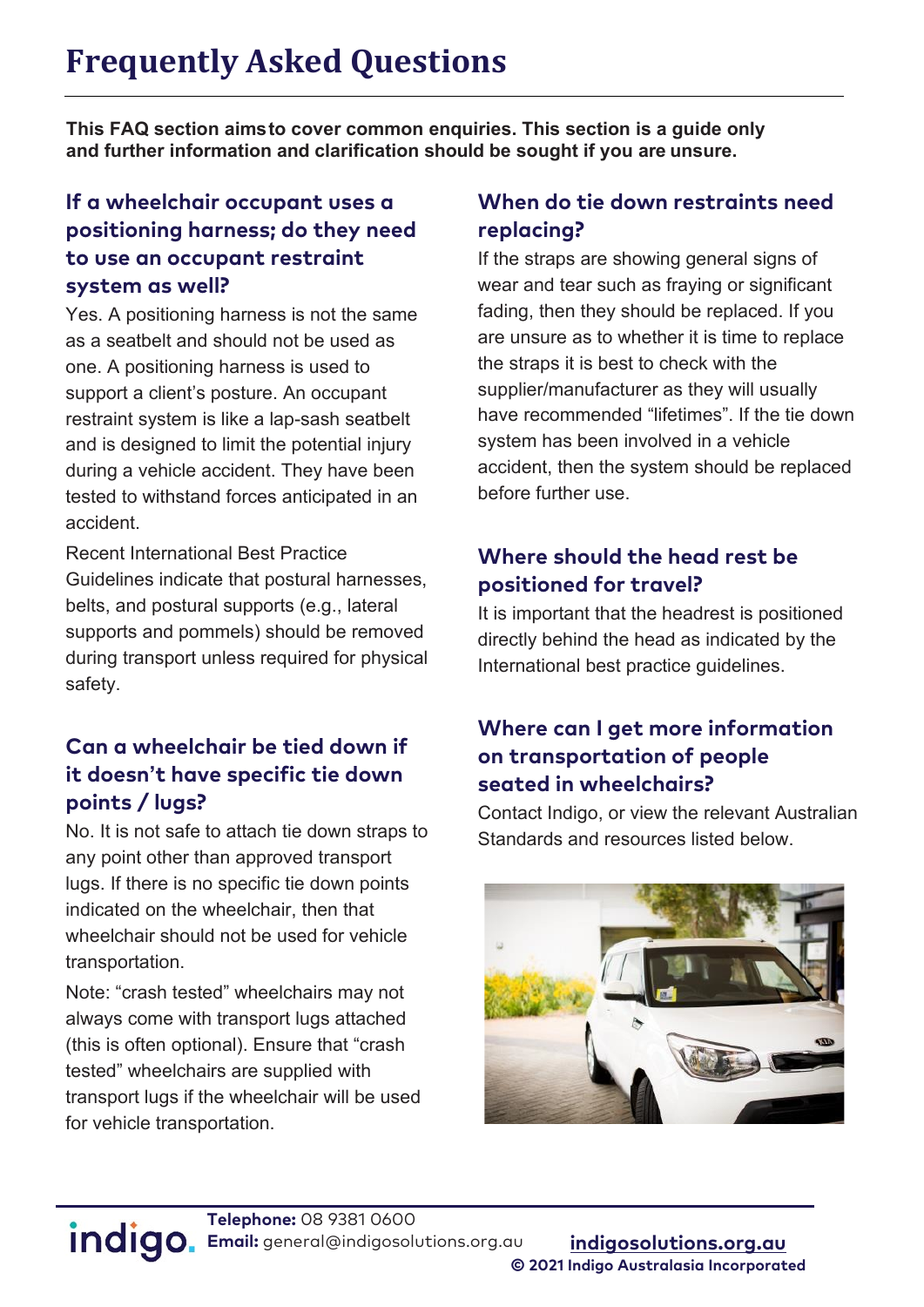# Frequently Asked Questions

**This FAQ section aimsto cover common enquiries. This section is a guide only and further information and clarification should be sought if you are unsure.**

### If a wheelchair occupant uses a positioning harness; do they need to use an occupant restraint system as well?

Yes. A positioning harness is not the same as a seatbelt and should not be used as one. A positioning harness is used to support a client's posture. An occupant restraint system is like a lap-sash seatbelt and is designed to limit the potential injury during a vehicle accident. They have been tested to withstand forces anticipated in an accident.

Recent International Best Practice Guidelines indicate that postural harnesses, belts, and postural supports (e.g., lateral supports and pommels) should be removed during transport unless required for physical safety.

### Can a wheelchair be tied down if it doesn't have specific tie down points / lugs?

No. It is not safe to attach tie down straps to any point other than approved transport lugs. If there is no specific tie down points indicated on the wheelchair, then that wheelchair should not be used for vehicle transportation.

Note: "crash tested" wheelchairs may not always come with transport lugs attached (this is often optional). Ensure that "crash tested" wheelchairs are supplied with transport lugs if the wheelchair will be used for vehicle transportation.

### When do tie down restraints need replacing?

If the straps are showing general signs of wear and tear such as fraying or significant fading, then they should be replaced. If you are unsure as to whether it is time to replace the straps it is best to check with the supplier/manufacturer as they will usually have recommended "lifetimes". If the tie down system has been involved in a vehicle accident, then the system should be replaced before further use.

### Where should the head rest be positioned for travel?

It is important that the headrest is positioned directly behind the head as indicated by the International best practice guidelines.

### Where can I get more information on transportation of people seated in wheelchairs?

Contact Indigo, or view the relevant Australian Standards and resources listed below.

**Telephone:** 08 9381 0600
**Email:** general@indigosolutions.org.au

indigosolutions.org.au

**© 2021 Indigo Australasia Incorporated**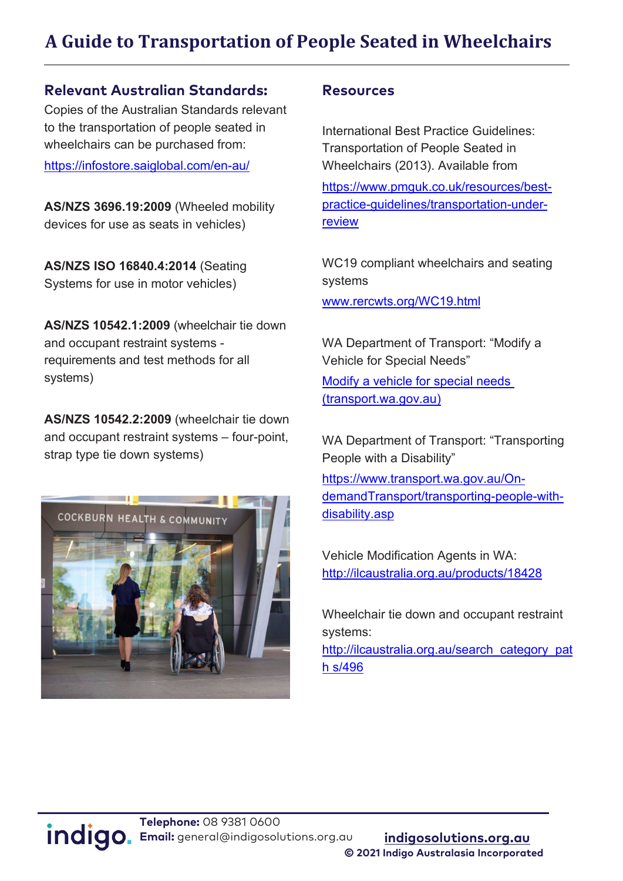# A Guide to Transportation of People Seated in Wheelchairs

## Relevant Australian Standards:

Copies of the Australian Standards relevant to the transportation of people seated in wheelchairs can be purchased from: https://infostore.saiglobal.com/en-au/

**AS/NZS 3696.19:2009** (Wheeled mobility devices for use as seats in vehicles)

**AS/NZS ISO 16840.4:2014** (Seating Systems for use in motor vehicles)

**AS/NZS 10542.1:2009** (wheelchair tie down and occupant restraint systems - requirements and test methods for all systems)

**AS/NZS 10542.2:2009** (wheelchair tie down and occupant restraint systems – four-point, strap type tie down systems)

## Resources

International Best Practice Guidelines: Transportation of People Seated in Wheelchairs (2013). Available from https://www.pmguk.co.uk/resources/best-practice-guidelines/transportation-under-review

WC19 compliant wheelchairs and seating systems www.rercwts.org/WC19.html

WA Department of Transport: "Modify a Vehicle for Special Needs" Modify a vehicle for special needs (transport.wa.gov.au)

WA Department of Transport: "Transporting People with a Disability" https://www.transport.wa.gov.au/On-demandTransport/transporting-people-with-disability.asp

Vehicle Modification Agents in WA: http://ilcaustralia.org.au/products/18428

Wheelchair tie down and occupant restraint systems: http://ilcaustralia.org.au/search_category_path s/496

**Telephone:** 08 9381 0600
**Email:** general@indigosolutions.org.au
indigosolutions.org.au
© 2021 Indigo Australasia Incorporated